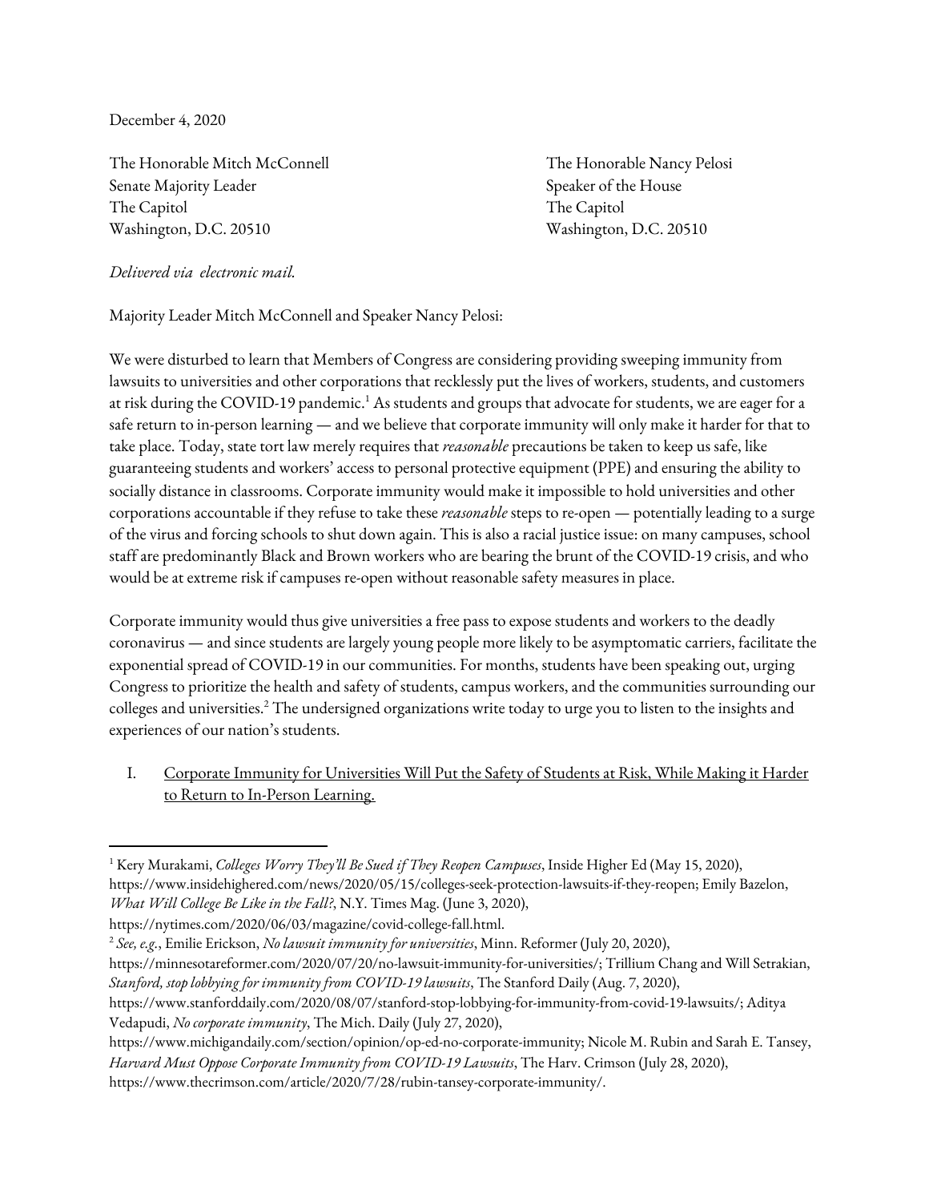December 4, 2020

The Honorable Mitch McConnell
Senate Majority Leader
The Capitol
Washington, D.C. 20510

The Honorable Nancy Pelosi
Speaker of the House
The Capitol
Washington, D.C. 20510

*Delivered via electronic mail.*

Majority Leader Mitch McConnell and Speaker Nancy Pelosi:

We were disturbed to learn that Members of Congress are considering providing sweeping immunity from lawsuits to universities and other corporations that recklessly put the lives of workers, students, and customers at risk during the COVID-19 pandemic.[1] As students and groups that advocate for students, we are eager for a safe return to in-person learning — and we believe that corporate immunity will only make it harder for that to take place. Today, state tort law merely requires that *reasonable* precautions be taken to keep us safe, like guaranteeing students and workers' access to personal protective equipment (PPE) and ensuring the ability to socially distance in classrooms. Corporate immunity would make it impossible to hold universities and other corporations accountable if they refuse to take these *reasonable* steps to re-open — potentially leading to a surge of the virus and forcing schools to shut down again. This is also a racial justice issue: on many campuses, school staff are predominantly Black and Brown workers who are bearing the brunt of the COVID-19 crisis, and who would be at extreme risk if campuses re-open without reasonable safety measures in place.

Corporate immunity would thus give universities a free pass to expose students and workers to the deadly coronavirus — and since students are largely young people more likely to be asymptomatic carriers, facilitate the exponential spread of COVID-19 in our communities. For months, students have been speaking out, urging Congress to prioritize the health and safety of students, campus workers, and the communities surrounding our colleges and universities.[2] The undersigned organizations write today to urge you to listen to the insights and experiences of our nation's students.

## I. Corporate Immunity for Universities Will Put the Safety of Students at Risk, While Making it Harder to Return to In-Person Learning.

---

[1] Kery Murakami, *Colleges Worry They'll Be Sued if They Reopen Campuses*, Inside Higher Ed (May 15, 2020), https://www.insidehighered.com/news/2020/05/15/colleges-seek-protection-lawsuits-if-they-reopen; Emily Bazelon, *What Will College Be Like in the Fall?*, N.Y. Times Mag. (June 3, 2020), https://nytimes.com/2020/06/03/magazine/covid-college-fall.html.

[2] *See, e.g.*, Emilie Erickson, *No lawsuit immunity for universities*, Minn. Reformer (July 20, 2020), https://minnesotareformer.com/2020/07/20/no-lawsuit-immunity-for-universities/; Trillium Chang and Will Setrakian, *Stanford, stop lobbying for immunity from COVID-19 lawsuits*, The Stanford Daily (Aug. 7, 2020), https://www.stanforddaily.com/2020/08/07/stanford-stop-lobbying-for-immunity-from-covid-19-lawsuits/; Aditya Vedapudi, *No corporate immunity*, The Mich. Daily (July 27, 2020), https://www.michigandaily.com/section/opinion/op-ed-no-corporate-immunity; Nicole M. Rubin and Sarah E. Tansey, *Harvard Must Oppose Corporate Immunity from COVID-19 Lawsuits*, The Harv. Crimson (July 28, 2020), https://www.thecrimson.com/article/2020/7/28/rubin-tansey-corporate-immunity/.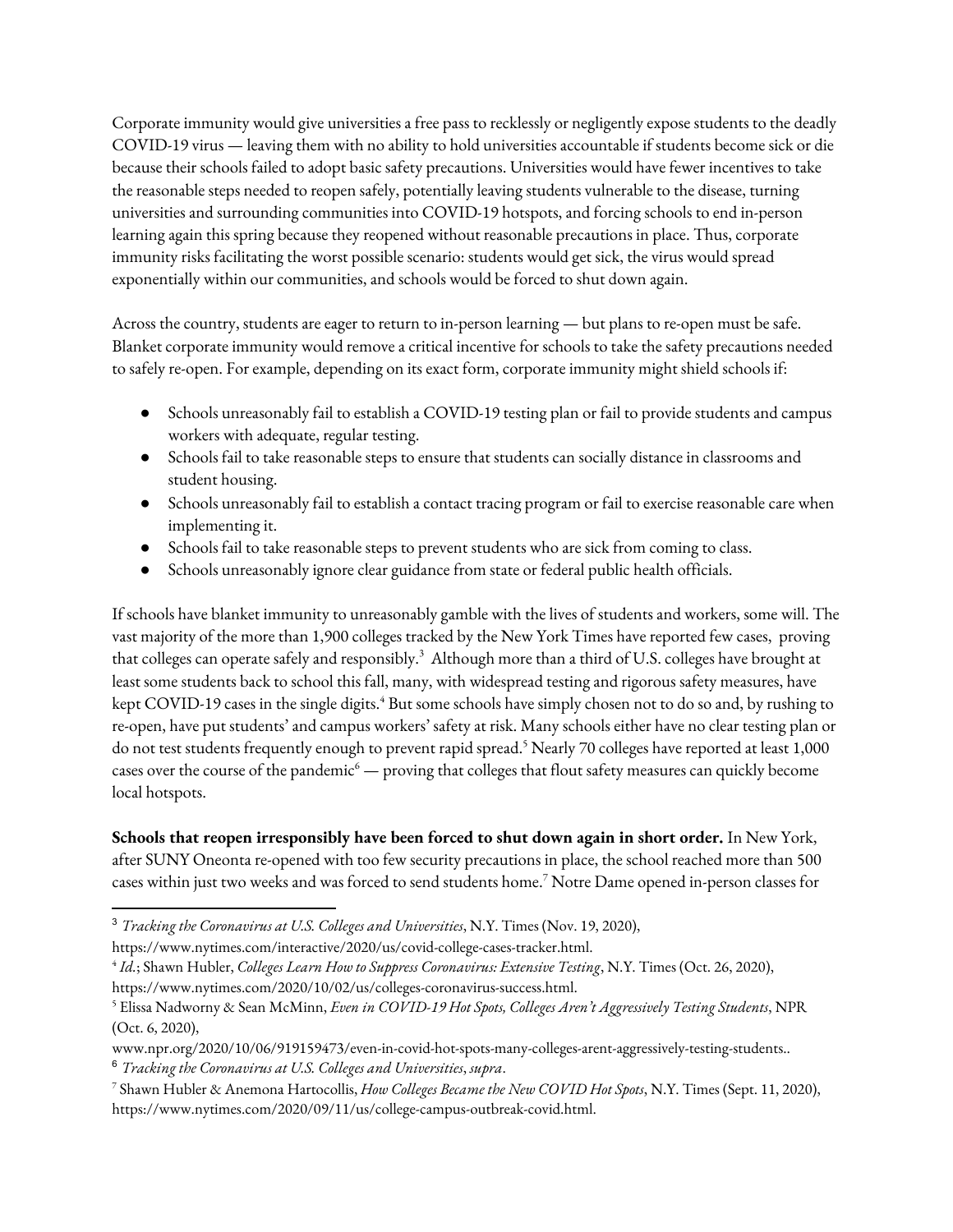Corporate immunity would give universities a free pass to recklessly or negligently expose students to the deadly COVID-19 virus — leaving them with no ability to hold universities accountable if students become sick or die because their schools failed to adopt basic safety precautions. Universities would have fewer incentives to take the reasonable steps needed to reopen safely, potentially leaving students vulnerable to the disease, turning universities and surrounding communities into COVID-19 hotspots, and forcing schools to end in-person learning again this spring because they reopened without reasonable precautions in place. Thus, corporate immunity risks facilitating the worst possible scenario: students would get sick, the virus would spread exponentially within our communities, and schools would be forced to shut down again.

Across the country, students are eager to return to in-person learning — but plans to re-open must be safe. Blanket corporate immunity would remove a critical incentive for schools to take the safety precautions needed to safely re-open. For example, depending on its exact form, corporate immunity might shield schools if:

- Schools unreasonably fail to establish a COVID-19 testing plan or fail to provide students and campus workers with adequate, regular testing.
- Schools fail to take reasonable steps to ensure that students can socially distance in classrooms and student housing.
- Schools unreasonably fail to establish a contact tracing program or fail to exercise reasonable care when implementing it.
- Schools fail to take reasonable steps to prevent students who are sick from coming to class.
- Schools unreasonably ignore clear guidance from state or federal public health officials.

If schools have blanket immunity to unreasonably gamble with the lives of students and workers, some will. The vast majority of the more than 1,900 colleges tracked by the New York Times have reported few cases, proving that colleges can operate safely and responsibly.[3] Although more than a third of U.S. colleges have brought at least some students back to school this fall, many, with widespread testing and rigorous safety measures, have kept COVID-19 cases in the single digits.[4] But some schools have simply chosen not to do so and, by rushing to re-open, have put students' and campus workers' safety at risk. Many schools either have no clear testing plan or do not test students frequently enough to prevent rapid spread.[5] Nearly 70 colleges have reported at least 1,000 cases over the course of the pandemic[6] — proving that colleges that flout safety measures can quickly become local hotspots.

**Schools that reopen irresponsibly have been forced to shut down again in short order.** In New York, after SUNY Oneonta re-opened with too few security precautions in place, the school reached more than 500 cases within just two weeks and was forced to send students home.[7] Notre Dame opened in-person classes for

---

[3] *Tracking the Coronavirus at U.S. Colleges and Universities*, N.Y. Times (Nov. 19, 2020), https://www.nytimes.com/interactive/2020/us/covid-college-cases-tracker.html.

[4] *Id.*; Shawn Hubler, *Colleges Learn How to Suppress Coronavirus: Extensive Testing*, N.Y. Times (Oct. 26, 2020), https://www.nytimes.com/2020/10/02/us/colleges-coronavirus-success.html.

[5] Elissa Nadworny & Sean McMinn, *Even in COVID-19 Hot Spots, Colleges Aren't Aggressively Testing Students*, NPR (Oct. 6, 2020), www.npr.org/2020/10/06/919159473/even-in-covid-hot-spots-many-colleges-arent-aggressively-testing-students..

[6] *Tracking the Coronavirus at U.S. Colleges and Universities*, *supra*.

[7] Shawn Hubler & Anemona Hartocollis, *How Colleges Became the New COVID Hot Spots*, N.Y. Times (Sept. 11, 2020), https://www.nytimes.com/2020/09/11/us/college-campus-outbreak-covid.html.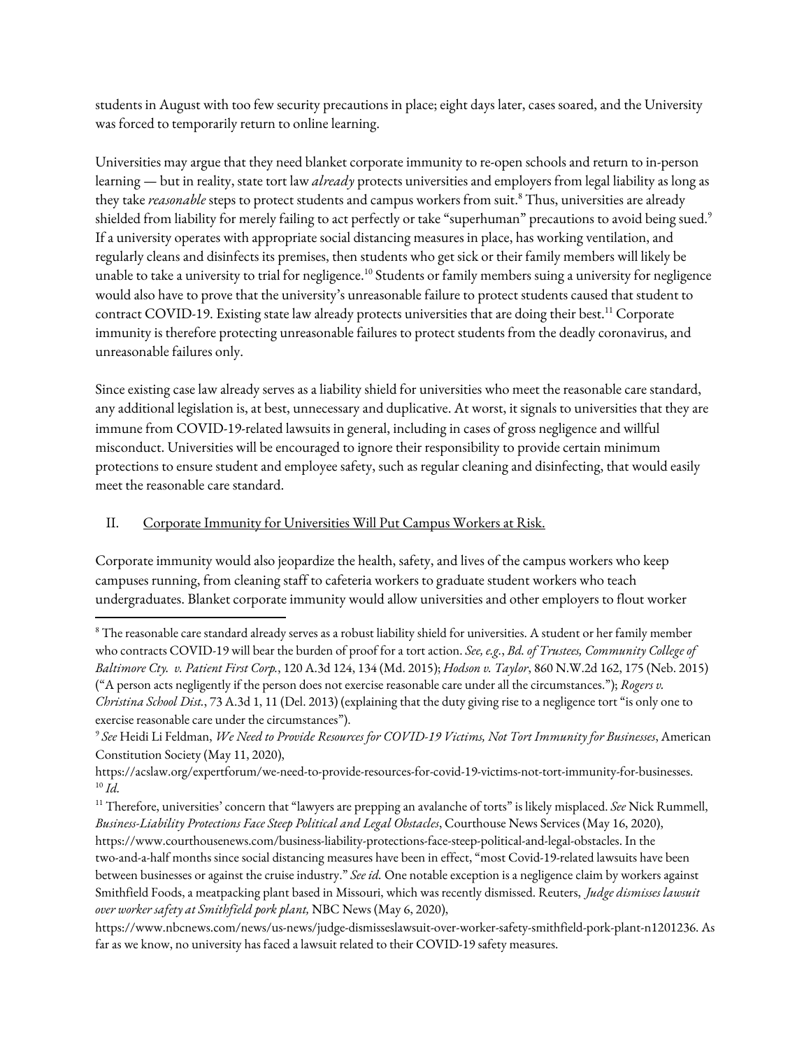students in August with too few security precautions in place; eight days later, cases soared, and the University was forced to temporarily return to online learning.

Universities may argue that they need blanket corporate immunity to re-open schools and return to in-person learning — but in reality, state tort law *already* protects universities and employers from legal liability as long as they take *reasonable* steps to protect students and campus workers from suit.[8] Thus, universities are already shielded from liability for merely failing to act perfectly or take "superhuman" precautions to avoid being sued.[9] If a university operates with appropriate social distancing measures in place, has working ventilation, and regularly cleans and disinfects its premises, then students who get sick or their family members will likely be unable to take a university to trial for negligence.[10] Students or family members suing a university for negligence would also have to prove that the university's unreasonable failure to protect students caused that student to contract COVID-19. Existing state law already protects universities that are doing their best.[11] Corporate immunity is therefore protecting unreasonable failures to protect students from the deadly coronavirus, and unreasonable failures only.

Since existing case law already serves as a liability shield for universities who meet the reasonable care standard, any additional legislation is, at best, unnecessary and duplicative. At worst, it signals to universities that they are immune from COVID-19-related lawsuits in general, including in cases of gross negligence and willful misconduct. Universities will be encouraged to ignore their responsibility to provide certain minimum protections to ensure student and employee safety, such as regular cleaning and disinfecting, that would easily meet the reasonable care standard.

## II. Corporate Immunity for Universities Will Put Campus Workers at Risk.

Corporate immunity would also jeopardize the health, safety, and lives of the campus workers who keep campuses running, from cleaning staff to cafeteria workers to graduate student workers who teach undergraduates. Blanket corporate immunity would allow universities and other employers to flout worker

---

[8] The reasonable care standard already serves as a robust liability shield for universities. A student or her family member who contracts COVID-19 will bear the burden of proof for a tort action. *See, e.g.*, *Bd. of Trustees, Community College of Baltimore Cty. v. Patient First Corp.*, 120 A.3d 124, 134 (Md. 2015); *Hodson v. Taylor*, 860 N.W.2d 162, 175 (Neb. 2015) ("A person acts negligently if the person does not exercise reasonable care under all the circumstances."); *Rogers v. Christina School Dist.*, 73 A.3d 1, 11 (Del. 2013) (explaining that the duty giving rise to a negligence tort "is only one to exercise reasonable care under the circumstances").

[9] *See* Heidi Li Feldman, *We Need to Provide Resources for COVID-19 Victims, Not Tort Immunity for Businesses*, American Constitution Society (May 11, 2020), https://acslaw.org/expertforum/we-need-to-provide-resources-for-covid-19-victims-not-tort-immunity-for-businesses.

[10] *Id.*

[11] Therefore, universities' concern that "lawyers are prepping an avalanche of torts" is likely misplaced. *See* Nick Rummell, *Business-Liability Protections Face Steep Political and Legal Obstacles*, Courthouse News Services (May 16, 2020), https://www.courthousenews.com/business-liability-protections-face-steep-political-and-legal-obstacles. In the two-and-a-half months since social distancing measures have been in effect, "most Covid-19-related lawsuits have been between businesses or against the cruise industry." *See id.* One notable exception is a negligence claim by workers against Smithfield Foods, a meatpacking plant based in Missouri, which was recently dismissed. Reuters, *Judge dismisses lawsuit over worker safety at Smithfield pork plant,* NBC News (May 6, 2020), https://www.nbcnews.com/news/us-news/judge-dismisseslawsuit-over-worker-safety-smithfield-pork-plant-n1201236. As far as we know, no university has faced a lawsuit related to their COVID-19 safety measures.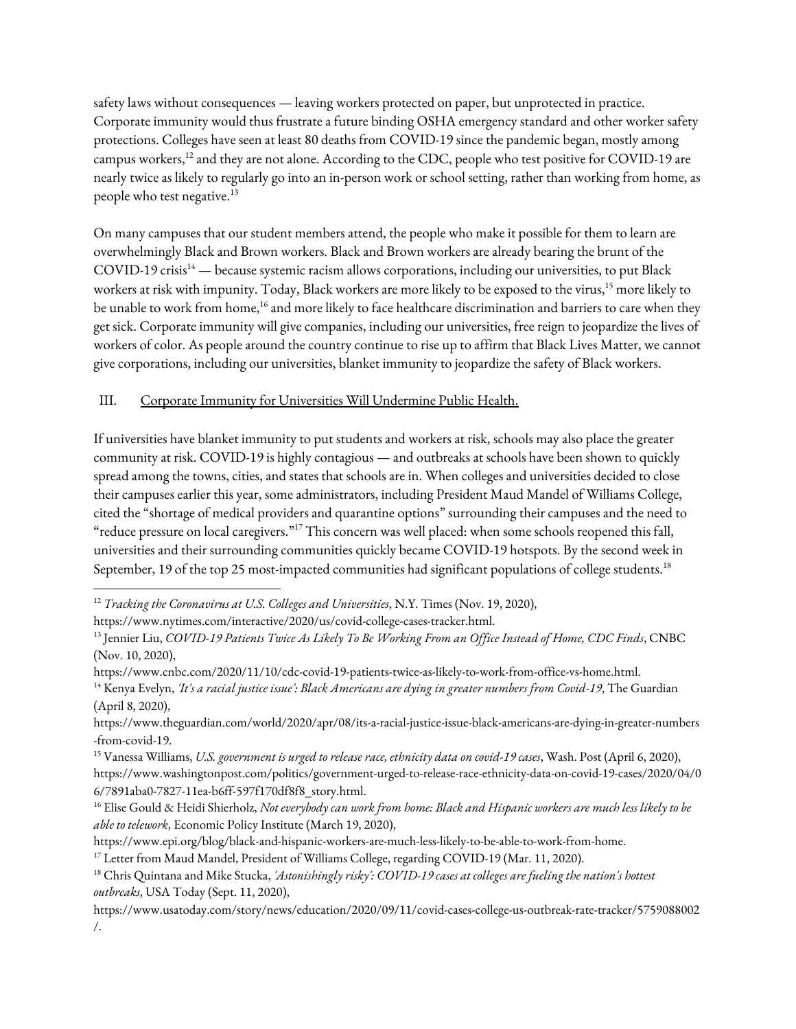safety laws without consequences — leaving workers protected on paper, but unprotected in practice. Corporate immunity would thus frustrate a future binding OSHA emergency standard and other worker safety protections. Colleges have seen at least 80 deaths from COVID-19 since the pandemic began, mostly among campus workers,[12] and they are not alone. According to the CDC, people who test positive for COVID-19 are nearly twice as likely to regularly go into an in-person work or school setting, rather than working from home, as people who test negative.[13]

On many campuses that our student members attend, the people who make it possible for them to learn are overwhelmingly Black and Brown workers. Black and Brown workers are already bearing the brunt of the COVID-19 crisis[14] — because systemic racism allows corporations, including our universities, to put Black workers at risk with impunity. Today, Black workers are more likely to be exposed to the virus,[15] more likely to be unable to work from home,[16] and more likely to face healthcare discrimination and barriers to care when they get sick. Corporate immunity will give companies, including our universities, free reign to jeopardize the lives of workers of color. As people around the country continue to rise up to affirm that Black Lives Matter, we cannot give corporations, including our universities, blanket immunity to jeopardize the safety of Black workers.

## III. Corporate Immunity for Universities Will Undermine Public Health.

If universities have blanket immunity to put students and workers at risk, schools may also place the greater community at risk. COVID-19 is highly contagious — and outbreaks at schools have been shown to quickly spread among the towns, cities, and states that schools are in. When colleges and universities decided to close their campuses earlier this year, some administrators, including President Maud Mandel of Williams College, cited the "shortage of medical providers and quarantine options" surrounding their campuses and the need to "reduce pressure on local caregivers."[17] This concern was well placed: when some schools reopened this fall, universities and their surrounding communities quickly became COVID-19 hotspots. By the second week in September, 19 of the top 25 most-impacted communities had significant populations of college students.[18]

---

[12] *Tracking the Coronavirus at U.S. Colleges and Universities*, N.Y. Times (Nov. 19, 2020), https://www.nytimes.com/interactive/2020/us/covid-college-cases-tracker.html.

[13] Jennier Liu, *COVID-19 Patients Twice As Likely To Be Working From an Office Instead of Home, CDC Finds*, CNBC (Nov. 10, 2020), https://www.cnbc.com/2020/11/10/cdc-covid-19-patients-twice-as-likely-to-work-from-office-vs-home.html.

[14] Kenya Evelyn, *'It's a racial justice issue': Black Americans are dying in greater numbers from Covid-19*, The Guardian (April 8, 2020), https://www.theguardian.com/world/2020/apr/08/its-a-racial-justice-issue-black-americans-are-dying-in-greater-numbers-from-covid-19.

[15] Vanessa Williams, *U.S. government is urged to release race, ethnicity data on covid-19 cases*, Wash. Post (April 6, 2020), https://www.washingtonpost.com/politics/government-urged-to-release-race-ethnicity-data-on-covid-19-cases/2020/04/06/7891aba0-7827-11ea-b6ff-597f170df8f8_story.html.

[16] Elise Gould & Heidi Shierholz, *Not everybody can work from home: Black and Hispanic workers are much less likely to be able to telework*, Economic Policy Institute (March 19, 2020), https://www.epi.org/blog/black-and-hispanic-workers-are-much-less-likely-to-be-able-to-work-from-home.

[17] Letter from Maud Mandel, President of Williams College, regarding COVID-19 (Mar. 11, 2020).

[18] Chris Quintana and Mike Stucka, *'Astonishingly risky': COVID-19 cases at colleges are fueling the nation's hottest outbreaks*, USA Today (Sept. 11, 2020), https://www.usatoday.com/story/news/education/2020/09/11/covid-cases-college-us-outbreak-rate-tracker/5759088002/.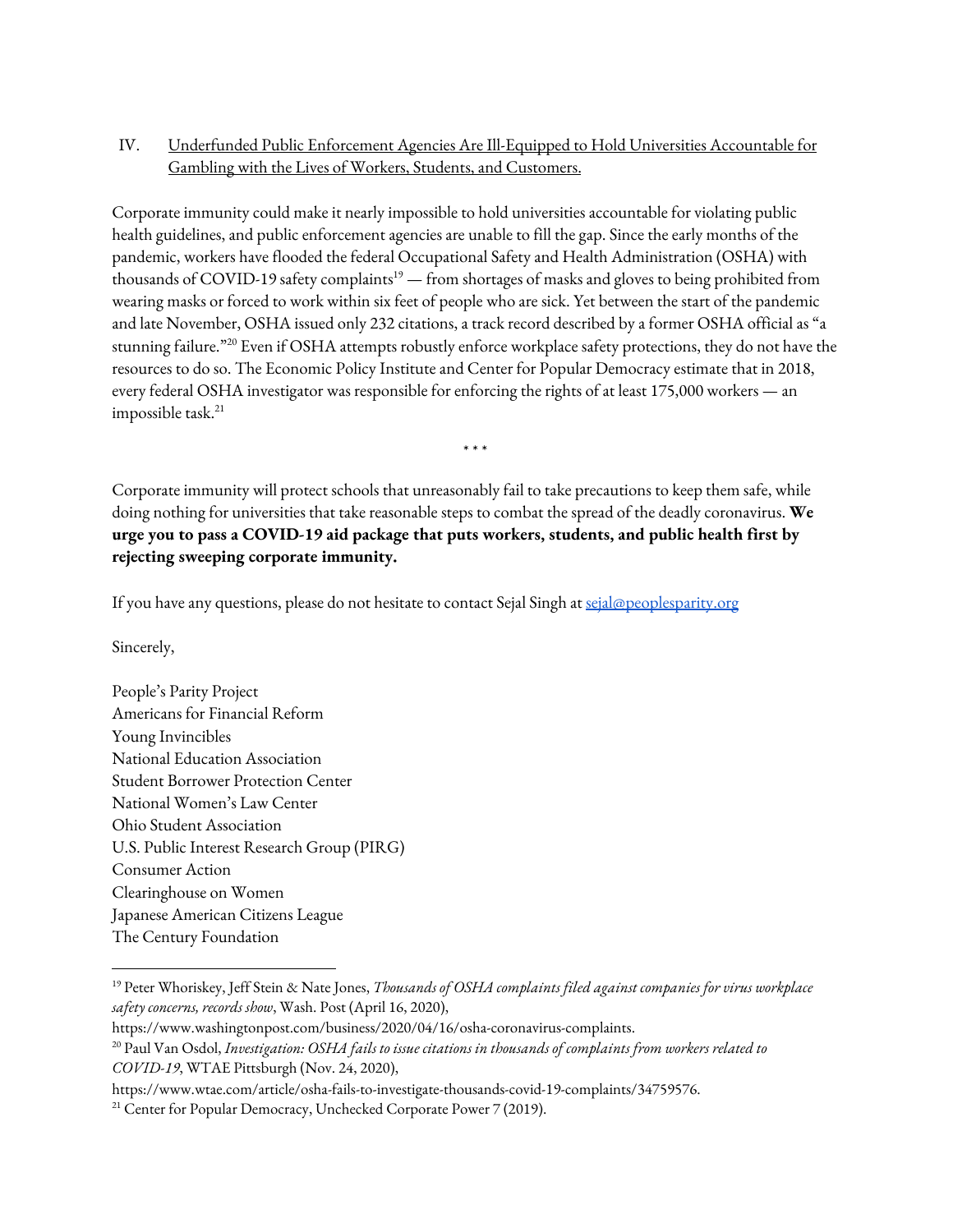## IV. Underfunded Public Enforcement Agencies Are Ill-Equipped to Hold Universities Accountable for Gambling with the Lives of Workers, Students, and Customers.

Corporate immunity could make it nearly impossible to hold universities accountable for violating public health guidelines, and public enforcement agencies are unable to fill the gap. Since the early months of the pandemic, workers have flooded the federal Occupational Safety and Health Administration (OSHA) with thousands of COVID-19 safety complaints[19] — from shortages of masks and gloves to being prohibited from wearing masks or forced to work within six feet of people who are sick. Yet between the start of the pandemic and late November, OSHA issued only 232 citations, a track record described by a former OSHA official as "a stunning failure."[20] Even if OSHA attempts robustly enforce workplace safety protections, they do not have the resources to do so. The Economic Policy Institute and Center for Popular Democracy estimate that in 2018, every federal OSHA investigator was responsible for enforcing the rights of at least 175,000 workers — an impossible task.[21]

\* \* \*

Corporate immunity will protect schools that unreasonably fail to take precautions to keep them safe, while doing nothing for universities that take reasonable steps to combat the spread of the deadly coronavirus. **We urge you to pass a COVID-19 aid package that puts workers, students, and public health first by rejecting sweeping corporate immunity.**

If you have any questions, please do not hesitate to contact Sejal Singh at sejal@peoplesparity.org

Sincerely,

People's Parity Project
Americans for Financial Reform
Young Invincibles
National Education Association
Student Borrower Protection Center
National Women's Law Center
Ohio Student Association
U.S. Public Interest Research Group (PIRG)
Consumer Action
Clearinghouse on Women
Japanese American Citizens League
The Century Foundation

---

[19] Peter Whoriskey, Jeff Stein & Nate Jones, *Thousands of OSHA complaints filed against companies for virus workplace safety concerns, records show*, Wash. Post (April 16, 2020), https://www.washingtonpost.com/business/2020/04/16/osha-coronavirus-complaints.

[20] Paul Van Osdol, *Investigation: OSHA fails to issue citations in thousands of complaints from workers related to COVID-19*, WTAE Pittsburgh (Nov. 24, 2020), https://www.wtae.com/article/osha-fails-to-investigate-thousands-covid-19-complaints/34759576.

[21] Center for Popular Democracy, Unchecked Corporate Power 7 (2019).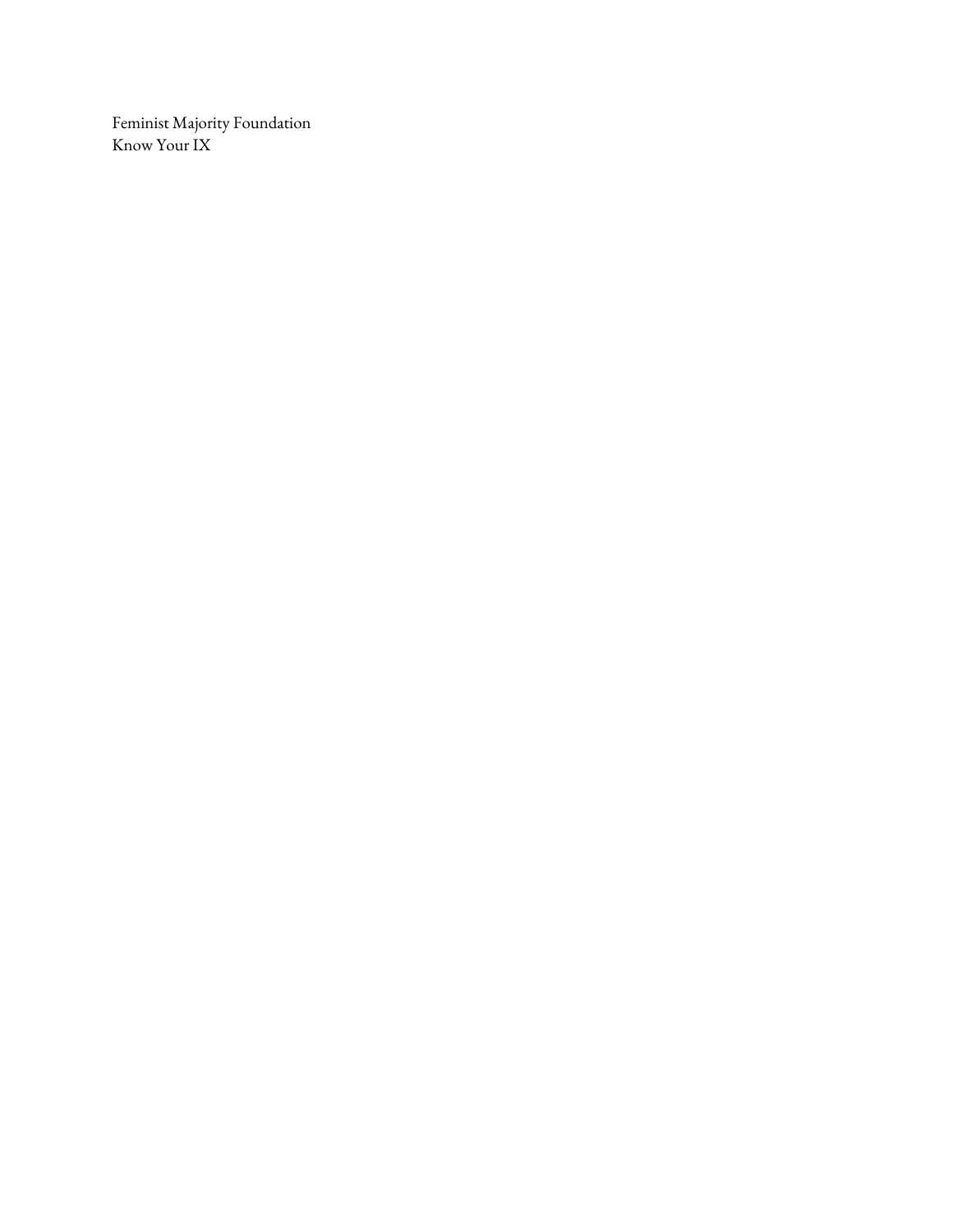Feminist Majority Foundation
Know Your IX